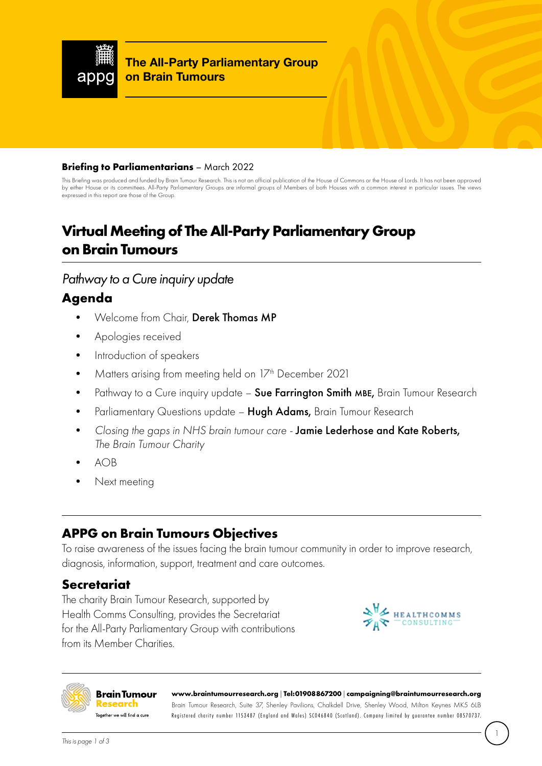# The All-Party Parliamentary Group on Brain Tumours

**Briefing to Parliamentarians** – March 2022

This Briefing was produced and funded by Brain Tumour Research. This is not an official publication of the House of Commons or the House of Lords. It has not been approved by either House or its committees. All-Party Parliamentary Groups are informal groups of Members of both Houses with a common interest in particular issues. The views expressed in this report are those of the Group.

## Virtual Meeting of The All-Party Parliamentary Group on Brain Tumours

*Pathway to a Cure inquiry update*

### Agenda

- Welcome from Chair, **Derek Thomas MP**
- Apologies received
- Introduction of speakers
- Matters arising from meeting held on 17th December 2021
- Pathway to a Cure inquiry update – **Sue Farrington Smith MBE,** Brain Tumour Research
- Parliamentary Questions update – **Hugh Adams,** Brain Tumour Research
- *Closing the gaps in NHS brain tumour care* - **Jamie Lederhose and Kate Roberts,** *The Brain Tumour Charity*
- AOB
- Next meeting

### APPG on Brain Tumours Objectives

To raise awareness of the issues facing the brain tumour community in order to improve research, diagnosis, information, support, treatment and care outcomes.

### Secretariat

The charity Brain Tumour Research, supported by Health Comms Consulting, provides the Secretariat for the All-Party Parliamentary Group with contributions from its Member Charities.

**www.braintumourresearch.org | Tel:01908867200 | campaigning@braintumourresearch.org**

Brain Tumour Research, Suite 37, Shenley Pavilions, Chalkdell Drive, Shenley Wood, Milton Keynes MK5 6LB

Registered charity number 1153487 (England and Wales) SC046840 (Scotland). Company limited by guarantee number 08570737.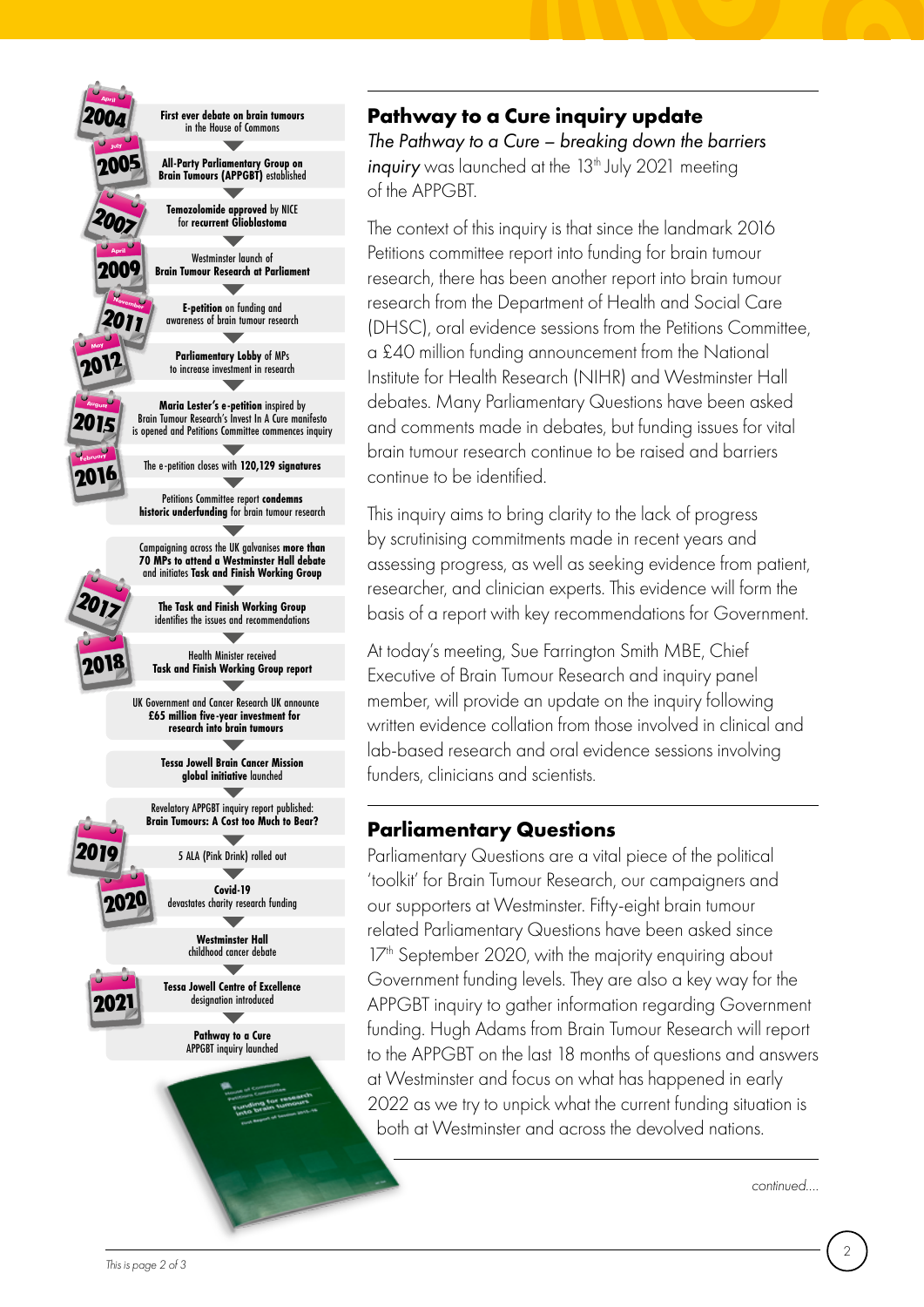**April 2004** — **First ever debate on brain tumours** in the House of Commons

**July 2005** — **All-Party Parliamentary Group on Brain Tumours (APPGBT)** established

**2007** — **Temozolomide approved** by NICE for **recurrent Glioblastoma**

**April 2009** — Westminster launch of **Brain Tumour Research at Parliament**

**November 2011** — **E-petition** on funding and awareness of brain tumour research

**May 2012** — **Parliamentary Lobby** of MPs to increase investment in research

**August 2015** — **Maria Lester's e-petition** inspired by Brain Tumour Research's Invest In A Cure manifesto is opened and Petitions Committee commences inquiry

**February 2016** — The e-petition closes with **120,129 signatures**

Petitions Committee report **condemns historic underfunding** for brain tumour research

Campaigning across the UK galvanises **more than 70 MPs to attend a Westminster Hall debate** and initiates **Task and Finish Working Group**

**2017** — **The Task and Finish Working Group** identifies the issues and recommendations

**2018** — Health Minister received **Task and Finish Working Group report**

UK Government and Cancer Research UK announce **£65 million five-year investment for research into brain tumours**

**Tessa Jowell Brain Cancer Mission global initiative** launched

Revelatory APPGBT inquiry report published: **Brain Tumours: A Cost too Much to Bear?**

**2019** — 5 ALA (Pink Drink) rolled out

**2020** — **Covid-19** devastates charity research funding

**Westminster Hall** childhood cancer debate

**2021** — **Tessa Jowell Centre of Excellence** designation introduced

**Pathway to a Cure** APPGBT inquiry launched

## Pathway to a Cure inquiry update

*The Pathway to a Cure – breaking down the barriers inquiry* was launched at the 13th July 2021 meeting of the APPGBT.

The context of this inquiry is that since the landmark 2016 Petitions committee report into funding for brain tumour research, there has been another report into brain tumour research from the Department of Health and Social Care (DHSC), oral evidence sessions from the Petitions Committee, a £40 million funding announcement from the National Institute for Health Research (NIHR) and Westminster Hall debates. Many Parliamentary Questions have been asked and comments made in debates, but funding issues for vital brain tumour research continue to be raised and barriers continue to be identified.

This inquiry aims to bring clarity to the lack of progress by scrutinising commitments made in recent years and assessing progress, as well as seeking evidence from patient, researcher, and clinician experts. This evidence will form the basis of a report with key recommendations for Government.

At today's meeting, Sue Farrington Smith MBE, Chief Executive of Brain Tumour Research and inquiry panel member, will provide an update on the inquiry following written evidence collation from those involved in clinical and lab-based research and oral evidence sessions involving funders, clinicians and scientists.

## Parliamentary Questions

Parliamentary Questions are a vital piece of the political 'toolkit' for Brain Tumour Research, our campaigners and our supporters at Westminster. Fifty-eight brain tumour related Parliamentary Questions have been asked since 17th September 2020, with the majority enquiring about Government funding levels. They are also a key way for the APPGBT inquiry to gather information regarding Government funding. Hugh Adams from Brain Tumour Research will report to the APPGBT on the last 18 months of questions and answers at Westminster and focus on what has happened in early 2022 as we try to unpick what the current funding situation is both at Westminster and across the devolved nations.

*continued....*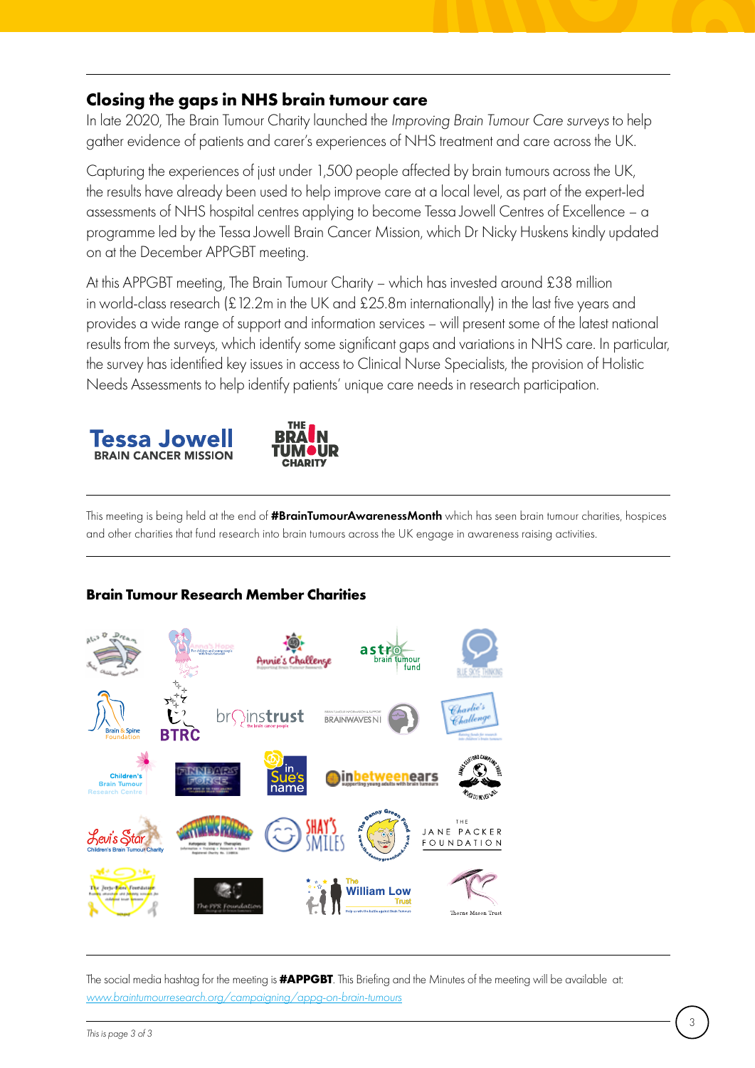## Closing the gaps in NHS brain tumour care

In late 2020, The Brain Tumour Charity launched the *Improving Brain Tumour Care surveys* to help gather evidence of patients and carer's experiences of NHS treatment and care across the UK.

Capturing the experiences of just under 1,500 people affected by brain tumours across the UK, the results have already been used to help improve care at a local level, as part of the expert-led assessments of NHS hospital centres applying to become Tessa Jowell Centres of Excellence – a programme led by the Tessa Jowell Brain Cancer Mission, which Dr Nicky Huskens kindly updated on at the December APPGBT meeting.

At this APPGBT meeting, The Brain Tumour Charity – which has invested around £38 million in world-class research (£12.2m in the UK and £25.8m internationally) in the last five years and provides a wide range of support and information services – will present some of the latest national results from the surveys, which identify some significant gaps and variations in NHS care. In particular, the survey has identified key issues in access to Clinical Nurse Specialists, the provision of Holistic Needs Assessments to help identify patients' unique care needs in research participation.

Tessa Jowell BRAIN CANCER MISSION

THE BRAIN TUMOUR CHARITY

This meeting is being held at the end of **#BrainTumourAwarenessMonth** which has seen brain tumour charities, hospices and other charities that fund research into brain tumours across the UK engage in awareness raising activities.

### Brain Tumour Research Member Charities

The social media hashtag for the meeting is **#APPGBT**. This Briefing and the Minutes of the meeting will be available at: www.braintumourresearch.org/campaigning/appg-on-brain-tumours